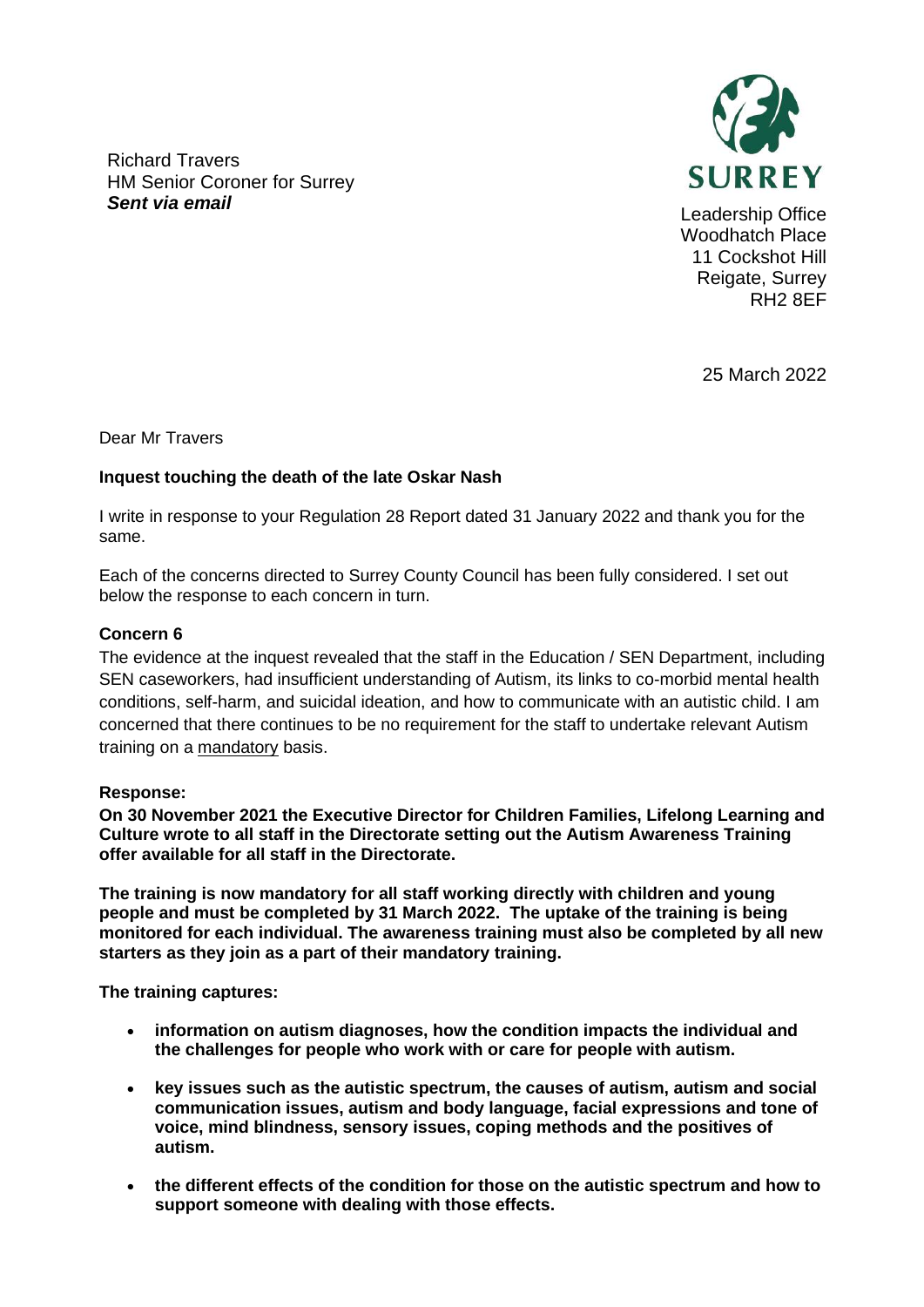Richard Travers
HM Senior Coroner for Surrey
***Sent via email***

SURREY

Leadership Office
Woodhatch Place
11 Cockshot Hill
Reigate, Surrey
RH2 8EF

25 March 2022

Dear Mr Travers

**Inquest touching the death of the late Oskar Nash**

I write in response to your Regulation 28 Report dated 31 January 2022 and thank you for the same.

Each of the concerns directed to Surrey County Council has been fully considered. I set out below the response to each concern in turn.

**Concern 6**

The evidence at the inquest revealed that the staff in the Education / SEN Department, including SEN caseworkers, had insufficient understanding of Autism, its links to co-morbid mental health conditions, self-harm, and suicidal ideation, and how to communicate with an autistic child. I am concerned that there continues to be no requirement for the staff to undertake relevant Autism training on a mandatory basis.

**Response:**

**On 30 November 2021 the Executive Director for Children Families, Lifelong Learning and Culture wrote to all staff in the Directorate setting out the Autism Awareness Training offer available for all staff in the Directorate.**

**The training is now mandatory for all staff working directly with children and young people and must be completed by 31 March 2022. The uptake of the training is being monitored for each individual. The awareness training must also be completed by all new starters as they join as a part of their mandatory training.**

**The training captures:**

- **information on autism diagnoses, how the condition impacts the individual and the challenges for people who work with or care for people with autism.**
- **key issues such as the autistic spectrum, the causes of autism, autism and social communication issues, autism and body language, facial expressions and tone of voice, mind blindness, sensory issues, coping methods and the positives of autism.**
- **the different effects of the condition for those on the autistic spectrum and how to support someone with dealing with those effects.**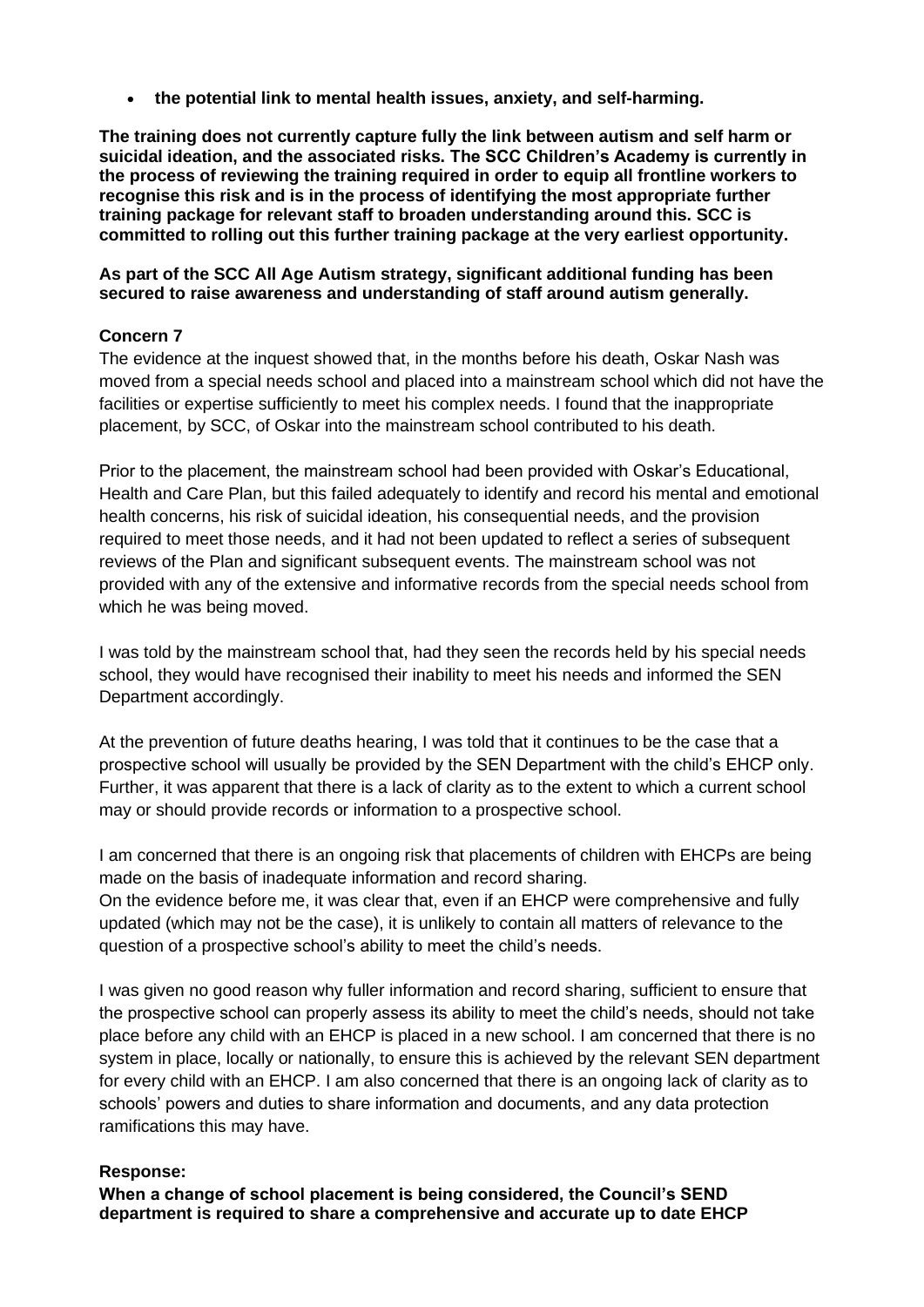- **the potential link to mental health issues, anxiety, and self-harming.**

**The training does not currently capture fully the link between autism and self harm or suicidal ideation, and the associated risks. The SCC Children's Academy is currently in the process of reviewing the training required in order to equip all frontline workers to recognise this risk and is in the process of identifying the most appropriate further training package for relevant staff to broaden understanding around this. SCC is committed to rolling out this further training package at the very earliest opportunity.**

**As part of the SCC All Age Autism strategy, significant additional funding has been secured to raise awareness and understanding of staff around autism generally.**

**Concern 7**

The evidence at the inquest showed that, in the months before his death, Oskar Nash was moved from a special needs school and placed into a mainstream school which did not have the facilities or expertise sufficiently to meet his complex needs. I found that the inappropriate placement, by SCC, of Oskar into the mainstream school contributed to his death.

Prior to the placement, the mainstream school had been provided with Oskar's Educational, Health and Care Plan, but this failed adequately to identify and record his mental and emotional health concerns, his risk of suicidal ideation, his consequential needs, and the provision required to meet those needs, and it had not been updated to reflect a series of subsequent reviews of the Plan and significant subsequent events. The mainstream school was not provided with any of the extensive and informative records from the special needs school from which he was being moved.

I was told by the mainstream school that, had they seen the records held by his special needs school, they would have recognised their inability to meet his needs and informed the SEN Department accordingly.

At the prevention of future deaths hearing, I was told that it continues to be the case that a prospective school will usually be provided by the SEN Department with the child's EHCP only. Further, it was apparent that there is a lack of clarity as to the extent to which a current school may or should provide records or information to a prospective school.

I am concerned that there is an ongoing risk that placements of children with EHCPs are being made on the basis of inadequate information and record sharing.
On the evidence before me, it was clear that, even if an EHCP were comprehensive and fully updated (which may not be the case), it is unlikely to contain all matters of relevance to the question of a prospective school's ability to meet the child's needs.

I was given no good reason why fuller information and record sharing, sufficient to ensure that the prospective school can properly assess its ability to meet the child's needs, should not take place before any child with an EHCP is placed in a new school. I am concerned that there is no system in place, locally or nationally, to ensure this is achieved by the relevant SEN department for every child with an EHCP. I am also concerned that there is an ongoing lack of clarity as to schools' powers and duties to share information and documents, and any data protection ramifications this may have.

**Response:**

**When a change of school placement is being considered, the Council's SEND department is required to share a comprehensive and accurate up to date EHCP**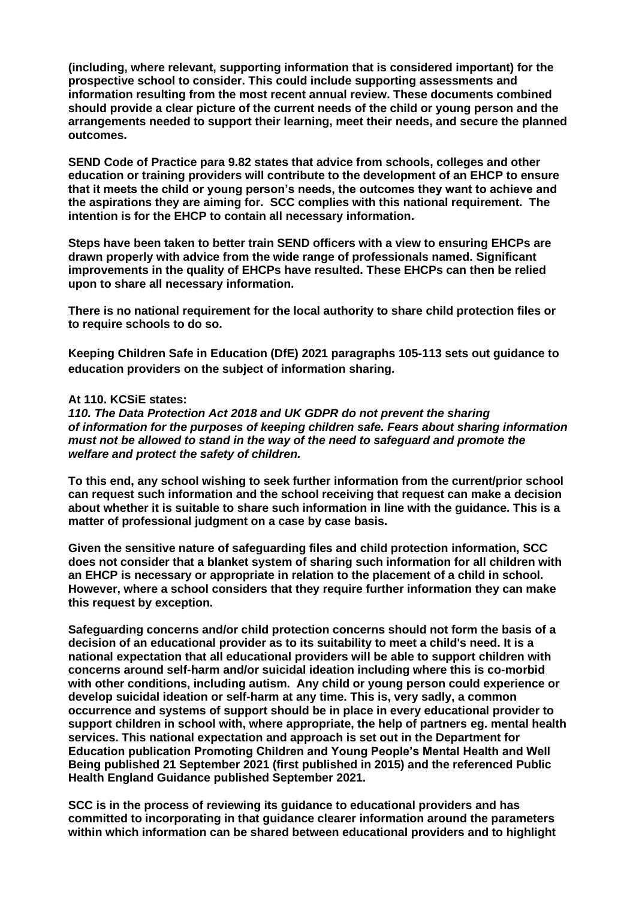**(including, where relevant, supporting information that is considered important) for the prospective school to consider. This could include supporting assessments and information resulting from the most recent annual review. These documents combined should provide a clear picture of the current needs of the child or young person and the arrangements needed to support their learning, meet their needs, and secure the planned outcomes.**

**SEND Code of Practice para 9.82 states that advice from schools, colleges and other education or training providers will contribute to the development of an EHCP to ensure that it meets the child or young person's needs, the outcomes they want to achieve and the aspirations they are aiming for. SCC complies with this national requirement. The intention is for the EHCP to contain all necessary information.**

**Steps have been taken to better train SEND officers with a view to ensuring EHCPs are drawn properly with advice from the wide range of professionals named. Significant improvements in the quality of EHCPs have resulted. These EHCPs can then be relied upon to share all necessary information.**

**There is no national requirement for the local authority to share child protection files or to require schools to do so.**

**Keeping Children Safe in Education (DfE) 2021 paragraphs 105-113 sets out guidance to education providers on the subject of information sharing.**

**At 110. KCSiE states:**
***110. The Data Protection Act 2018 and UK GDPR do not prevent the sharing of information for the purposes of keeping children safe. Fears about sharing information must not be allowed to stand in the way of the need to safeguard and promote the welfare and protect the safety of children.***

**To this end, any school wishing to seek further information from the current/prior school can request such information and the school receiving that request can make a decision about whether it is suitable to share such information in line with the guidance. This is a matter of professional judgment on a case by case basis.**

**Given the sensitive nature of safeguarding files and child protection information, SCC does not consider that a blanket system of sharing such information for all children with an EHCP is necessary or appropriate in relation to the placement of a child in school. However, where a school considers that they require further information they can make this request by exception.**

**Safeguarding concerns and/or child protection concerns should not form the basis of a decision of an educational provider as to its suitability to meet a child's need. It is a national expectation that all educational providers will be able to support children with concerns around self-harm and/or suicidal ideation including where this is co-morbid with other conditions, including autism. Any child or young person could experience or develop suicidal ideation or self-harm at any time. This is, very sadly, a common occurrence and systems of support should be in place in every educational provider to support children in school with, where appropriate, the help of partners eg. mental health services. This national expectation and approach is set out in the Department for Education publication Promoting Children and Young People's Mental Health and Well Being published 21 September 2021 (first published in 2015) and the referenced Public Health England Guidance published September 2021.**

**SCC is in the process of reviewing its guidance to educational providers and has committed to incorporating in that guidance clearer information around the parameters within which information can be shared between educational providers and to highlight**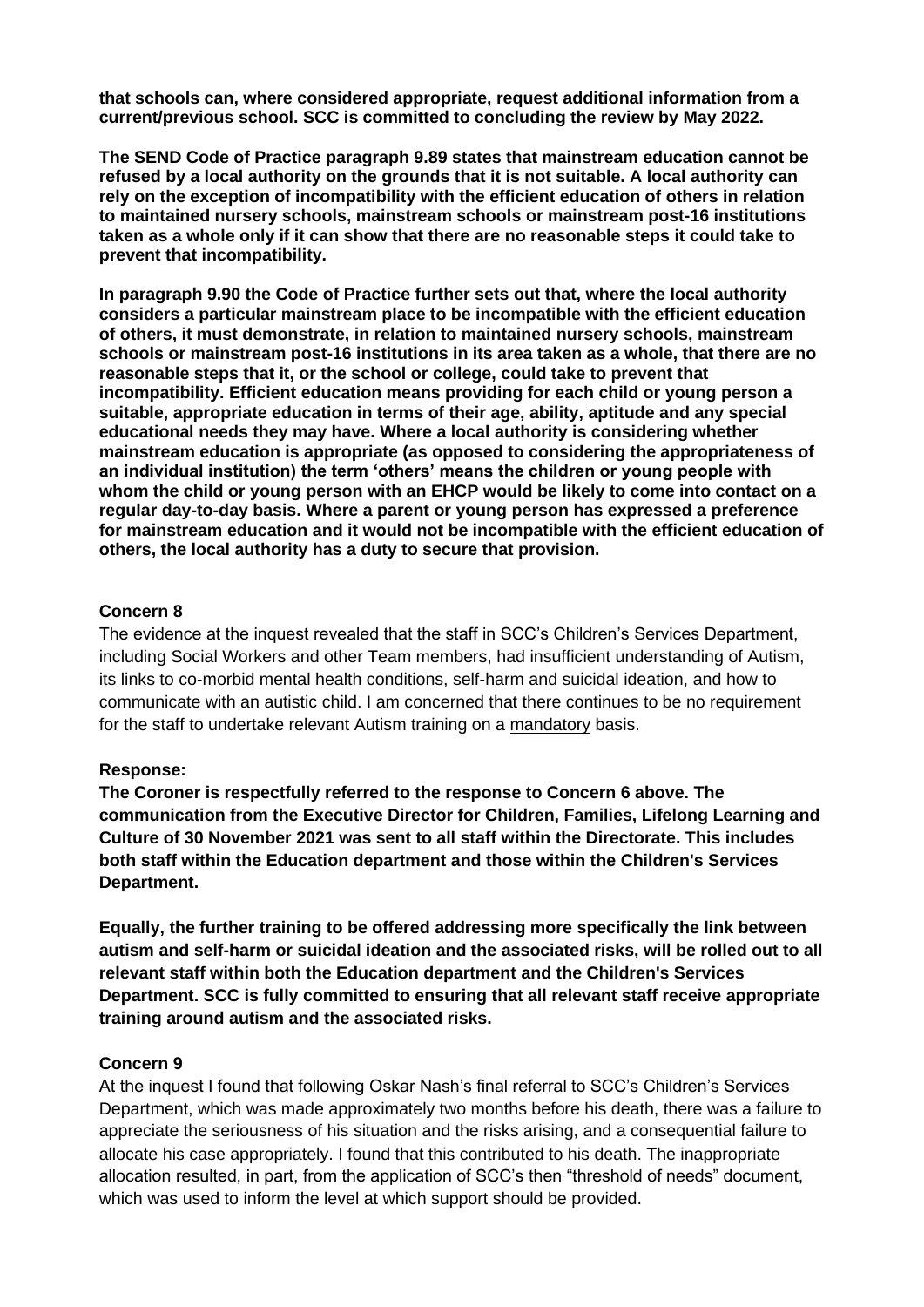**that schools can, where considered appropriate, request additional information from a current/previous school. SCC is committed to concluding the review by May 2022.**

**The SEND Code of Practice paragraph 9.89 states that mainstream education cannot be refused by a local authority on the grounds that it is not suitable. A local authority can rely on the exception of incompatibility with the efficient education of others in relation to maintained nursery schools, mainstream schools or mainstream post-16 institutions taken as a whole only if it can show that there are no reasonable steps it could take to prevent that incompatibility.**

**In paragraph 9.90 the Code of Practice further sets out that, where the local authority considers a particular mainstream place to be incompatible with the efficient education of others, it must demonstrate, in relation to maintained nursery schools, mainstream schools or mainstream post-16 institutions in its area taken as a whole, that there are no reasonable steps that it, or the school or college, could take to prevent that incompatibility. Efficient education means providing for each child or young person a suitable, appropriate education in terms of their age, ability, aptitude and any special educational needs they may have. Where a local authority is considering whether mainstream education is appropriate (as opposed to considering the appropriateness of an individual institution) the term 'others' means the children or young people with whom the child or young person with an EHCP would be likely to come into contact on a regular day-to-day basis. Where a parent or young person has expressed a preference for mainstream education and it would not be incompatible with the efficient education of others, the local authority has a duty to secure that provision.**

**Concern 8**

The evidence at the inquest revealed that the staff in SCC's Children's Services Department, including Social Workers and other Team members, had insufficient understanding of Autism, its links to co-morbid mental health conditions, self-harm and suicidal ideation, and how to communicate with an autistic child. I am concerned that there continues to be no requirement for the staff to undertake relevant Autism training on a mandatory basis.

**Response:**

**The Coroner is respectfully referred to the response to Concern 6 above. The communication from the Executive Director for Children, Families, Lifelong Learning and Culture of 30 November 2021 was sent to all staff within the Directorate. This includes both staff within the Education department and those within the Children's Services Department.**

**Equally, the further training to be offered addressing more specifically the link between autism and self-harm or suicidal ideation and the associated risks, will be rolled out to all relevant staff within both the Education department and the Children's Services Department. SCC is fully committed to ensuring that all relevant staff receive appropriate training around autism and the associated risks.**

**Concern 9**

At the inquest I found that following Oskar Nash's final referral to SCC's Children's Services Department, which was made approximately two months before his death, there was a failure to appreciate the seriousness of his situation and the risks arising, and a consequential failure to allocate his case appropriately. I found that this contributed to his death. The inappropriate allocation resulted, in part, from the application of SCC's then "threshold of needs" document, which was used to inform the level at which support should be provided.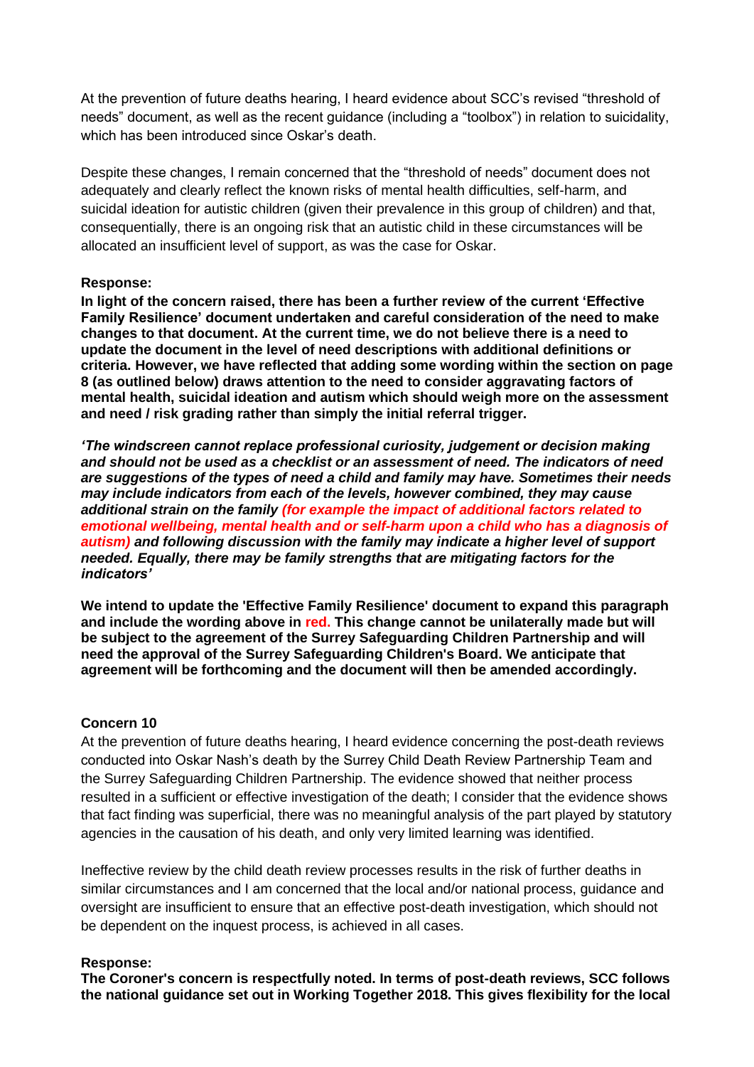At the prevention of future deaths hearing, I heard evidence about SCC's revised "threshold of needs" document, as well as the recent guidance (including a "toolbox") in relation to suicidality, which has been introduced since Oskar's death.

Despite these changes, I remain concerned that the "threshold of needs" document does not adequately and clearly reflect the known risks of mental health difficulties, self-harm, and suicidal ideation for autistic children (given their prevalence in this group of children) and that, consequentially, there is an ongoing risk that an autistic child in these circumstances will be allocated an insufficient level of support, as was the case for Oskar.

**Response:**

**In light of the concern raised, there has been a further review of the current 'Effective Family Resilience' document undertaken and careful consideration of the need to make changes to that document. At the current time, we do not believe there is a need to update the document in the level of need descriptions with additional definitions or criteria. However, we have reflected that adding some wording within the section on page 8 (as outlined below) draws attention to the need to consider aggravating factors of mental health, suicidal ideation and autism which should weigh more on the assessment and need / risk grading rather than simply the initial referral trigger.**

***'The windscreen cannot replace professional curiosity, judgement or decision making and should not be used as a checklist or an assessment of need. The indicators of need are suggestions of the types of need a child and family may have. Sometimes their needs may include indicators from each of the levels, however combined, they may cause additional strain on the family (for example the impact of additional factors related to emotional wellbeing, mental health and or self-harm upon a child who has a diagnosis of autism) and following discussion with the family may indicate a higher level of support needed. Equally, there may be family strengths that are mitigating factors for the indicators'***

**We intend to update the 'Effective Family Resilience' document to expand this paragraph and include the wording above in red. This change cannot be unilaterally made but will be subject to the agreement of the Surrey Safeguarding Children Partnership and will need the approval of the Surrey Safeguarding Children's Board. We anticipate that agreement will be forthcoming and the document will then be amended accordingly.**

**Concern 10**

At the prevention of future deaths hearing, I heard evidence concerning the post-death reviews conducted into Oskar Nash's death by the Surrey Child Death Review Partnership Team and the Surrey Safeguarding Children Partnership. The evidence showed that neither process resulted in a sufficient or effective investigation of the death; I consider that the evidence shows that fact finding was superficial, there was no meaningful analysis of the part played by statutory agencies in the causation of his death, and only very limited learning was identified.

Ineffective review by the child death review processes results in the risk of further deaths in similar circumstances and I am concerned that the local and/or national process, guidance and oversight are insufficient to ensure that an effective post-death investigation, which should not be dependent on the inquest process, is achieved in all cases.

**Response:**

**The Coroner's concern is respectfully noted. In terms of post-death reviews, SCC follows the national guidance set out in Working Together 2018. This gives flexibility for the local**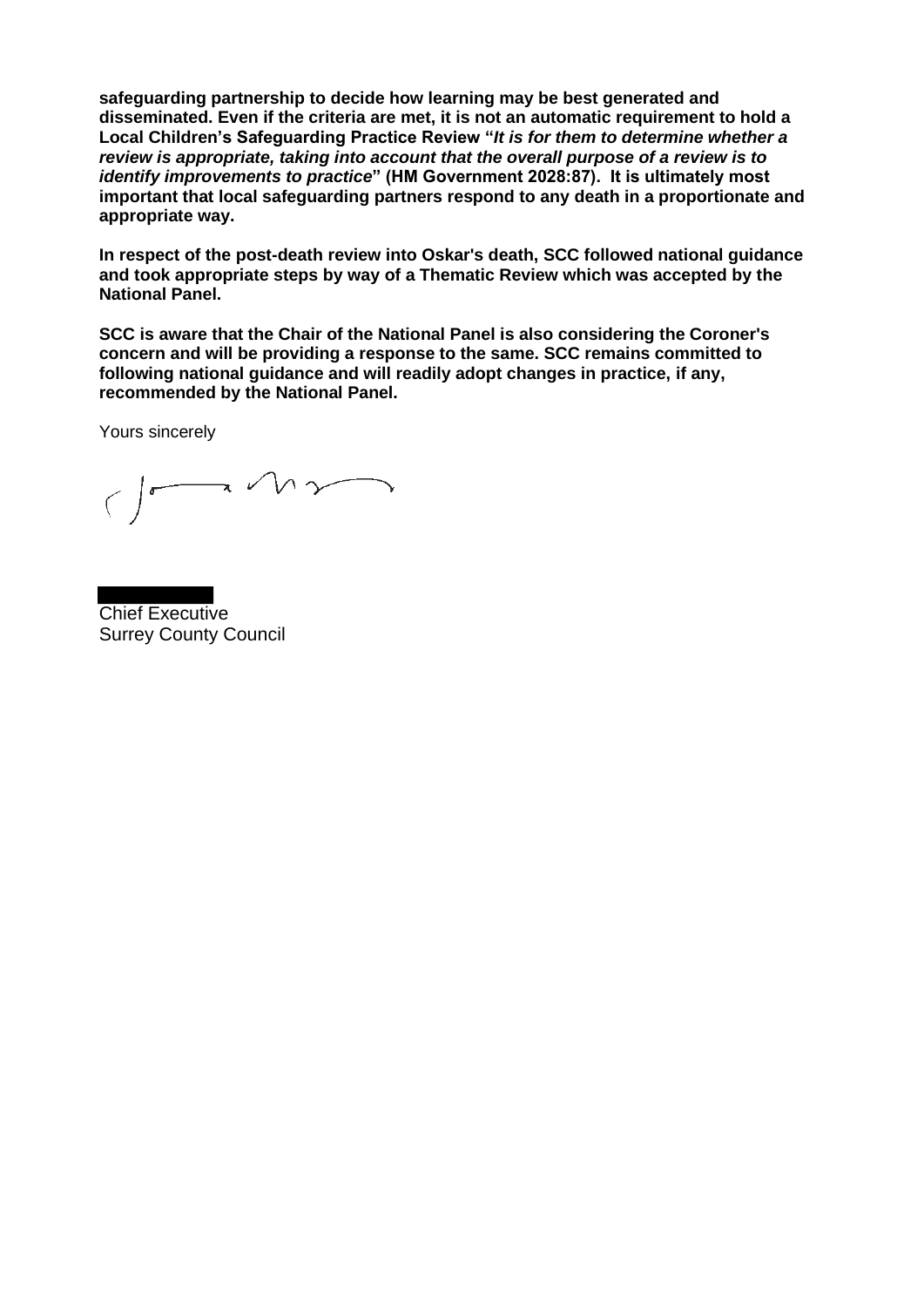**safeguarding partnership to decide how learning may be best generated and disseminated. Even if the criteria are met, it is not an automatic requirement to hold a Local Children's Safeguarding Practice Review "*It is for them to determine whether a review is appropriate, taking into account that the overall purpose of a review is to identify improvements to practice*" (HM Government 2028:87). It is ultimately most important that local safeguarding partners respond to any death in a proportionate and appropriate way.**

**In respect of the post-death review into Oskar's death, SCC followed national guidance and took appropriate steps by way of a Thematic Review which was accepted by the National Panel.**

**SCC is aware that the Chair of the National Panel is also considering the Coroner's concern and will be providing a response to the same. SCC remains committed to following national guidance and will readily adopt changes in practice, if any, recommended by the National Panel.**

Yours sincerely

Chief Executive
Surrey County Council